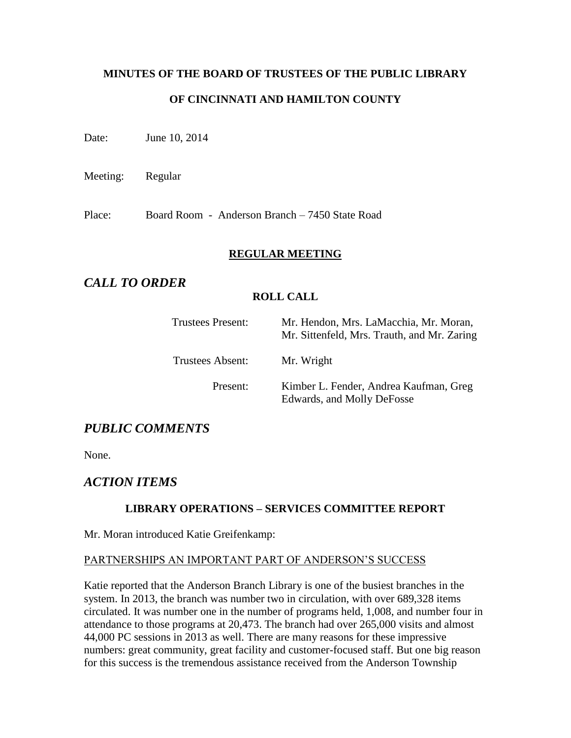**MINUTES OF THE BOARD OF TRUSTEES OF THE PUBLIC LIBRARY**

**OF CINCINNATI AND HAMILTON COUNTY**

Date: June 10, 2014

Meeting: Regular

Place: Board Room - Anderson Branch – 7450 State Road

**REGULAR MEETING**

## *CALL TO ORDER*

**ROLL CALL**

| | |
|---|---|
| Trustees Present: | Mr. Hendon, Mrs. LaMacchia, Mr. Moran, Mr. Sittenfeld, Mrs. Trauth, and Mr. Zaring |
| Trustees Absent: | Mr. Wright |
| Present: | Kimber L. Fender, Andrea Kaufman, Greg Edwards, and Molly DeFosse |

## *PUBLIC COMMENTS*

None.

## *ACTION ITEMS*

**LIBRARY OPERATIONS – SERVICES COMMITTEE REPORT**

Mr. Moran introduced Katie Greifenkamp:

PARTNERSHIPS AN IMPORTANT PART OF ANDERSON'S SUCCESS

Katie reported that the Anderson Branch Library is one of the busiest branches in the system. In 2013, the branch was number two in circulation, with over 689,328 items circulated. It was number one in the number of programs held, 1,008, and number four in attendance to those programs at 20,473. The branch had over 265,000 visits and almost 44,000 PC sessions in 2013 as well. There are many reasons for these impressive numbers: great community, great facility and customer-focused staff. But one big reason for this success is the tremendous assistance received from the Anderson Township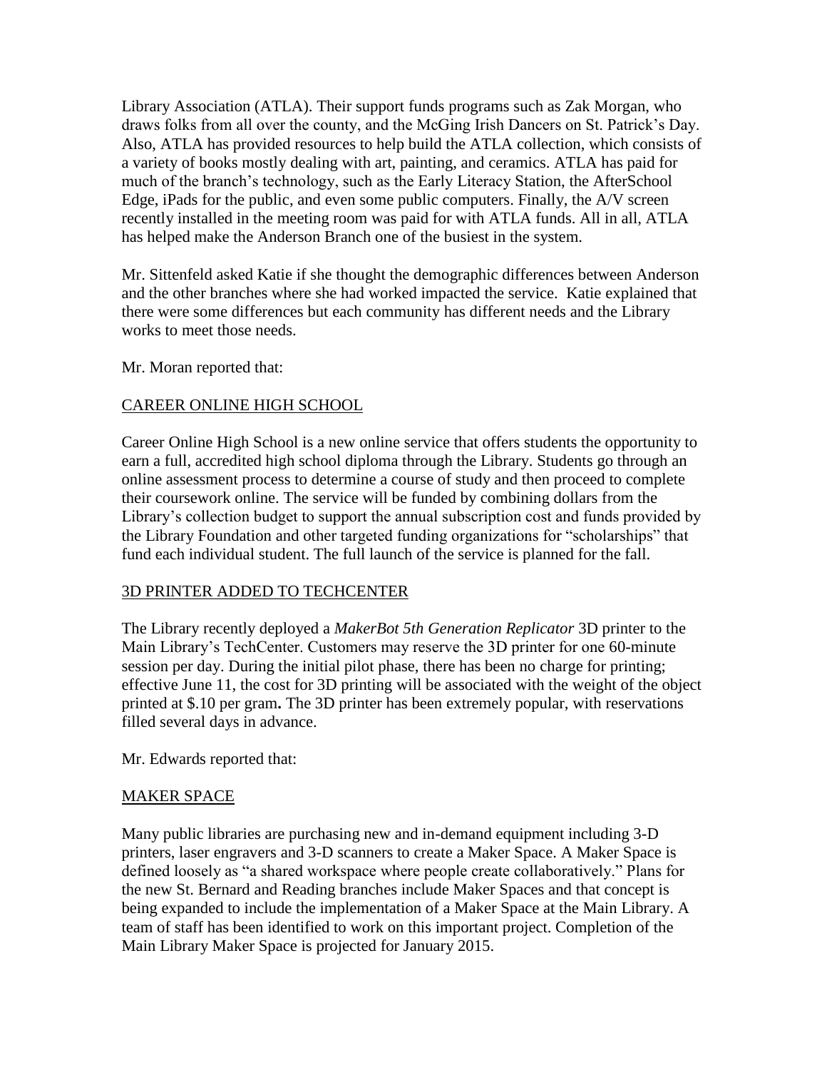Library Association (ATLA). Their support funds programs such as Zak Morgan, who draws folks from all over the county, and the McGing Irish Dancers on St. Patrick's Day. Also, ATLA has provided resources to help build the ATLA collection, which consists of a variety of books mostly dealing with art, painting, and ceramics. ATLA has paid for much of the branch's technology, such as the Early Literacy Station, the AfterSchool Edge, iPads for the public, and even some public computers. Finally, the A/V screen recently installed in the meeting room was paid for with ATLA funds. All in all, ATLA has helped make the Anderson Branch one of the busiest in the system.

Mr. Sittenfeld asked Katie if she thought the demographic differences between Anderson and the other branches where she had worked impacted the service. Katie explained that there were some differences but each community has different needs and the Library works to meet those needs.

Mr. Moran reported that:

CAREER ONLINE HIGH SCHOOL

Career Online High School is a new online service that offers students the opportunity to earn a full, accredited high school diploma through the Library. Students go through an online assessment process to determine a course of study and then proceed to complete their coursework online. The service will be funded by combining dollars from the Library's collection budget to support the annual subscription cost and funds provided by the Library Foundation and other targeted funding organizations for "scholarships" that fund each individual student. The full launch of the service is planned for the fall.

3D PRINTER ADDED TO TECHCENTER

The Library recently deployed a *MakerBot 5th Generation Replicator* 3D printer to the Main Library's TechCenter. Customers may reserve the 3D printer for one 60-minute session per day. During the initial pilot phase, there has been no charge for printing; effective June 11, the cost for 3D printing will be associated with the weight of the object printed at $.10 per gram**.** The 3D printer has been extremely popular, with reservations filled several days in advance.

Mr. Edwards reported that:

MAKER SPACE

Many public libraries are purchasing new and in-demand equipment including 3-D printers, laser engravers and 3-D scanners to create a Maker Space. A Maker Space is defined loosely as "a shared workspace where people create collaboratively." Plans for the new St. Bernard and Reading branches include Maker Spaces and that concept is being expanded to include the implementation of a Maker Space at the Main Library. A team of staff has been identified to work on this important project. Completion of the Main Library Maker Space is projected for January 2015.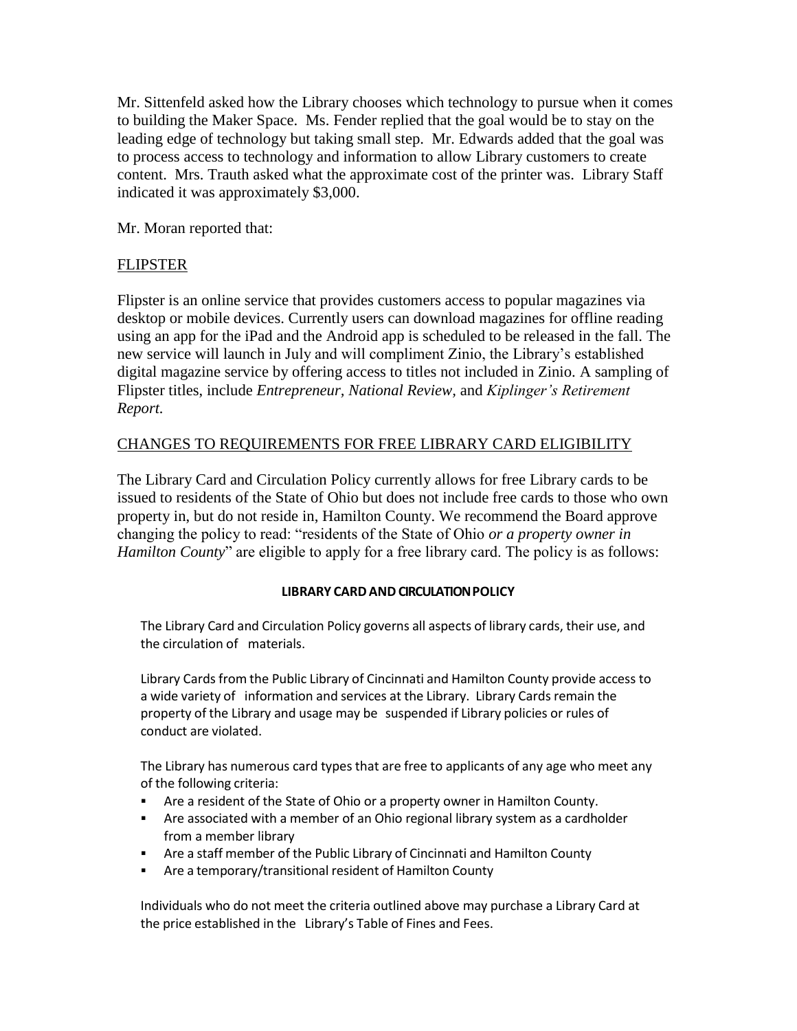Mr. Sittenfeld asked how the Library chooses which technology to pursue when it comes to building the Maker Space. Ms. Fender replied that the goal would be to stay on the leading edge of technology but taking small step. Mr. Edwards added that the goal was to process access to technology and information to allow Library customers to create content. Mrs. Trauth asked what the approximate cost of the printer was. Library Staff indicated it was approximately $3,000.

Mr. Moran reported that:

## FLIPSTER

Flipster is an online service that provides customers access to popular magazines via desktop or mobile devices. Currently users can download magazines for offline reading using an app for the iPad and the Android app is scheduled to be released in the fall. The new service will launch in July and will compliment Zinio, the Library's established digital magazine service by offering access to titles not included in Zinio. A sampling of Flipster titles, include *Entrepreneur, National Review,* and *Kiplinger's Retirement Report.*

## CHANGES TO REQUIREMENTS FOR FREE LIBRARY CARD ELIGIBILITY

The Library Card and Circulation Policy currently allows for free Library cards to be issued to residents of the State of Ohio but does not include free cards to those who own property in, but do not reside in, Hamilton County. We recommend the Board approve changing the policy to read: "residents of the State of Ohio *or a property owner in Hamilton County*" are eligible to apply for a free library card. The policy is as follows:

### LIBRARY CARD AND CIRCULATION POLICY

The Library Card and Circulation Policy governs all aspects of library cards, their use, and the circulation of materials.

Library Cards from the Public Library of Cincinnati and Hamilton County provide access to a wide variety of information and services at the Library. Library Cards remain the property of the Library and usage may be suspended if Library policies or rules of conduct are violated.

The Library has numerous card types that are free to applicants of any age who meet any of the following criteria:

- Are a resident of the State of Ohio or a property owner in Hamilton County.
- Are associated with a member of an Ohio regional library system as a cardholder from a member library
- Are a staff member of the Public Library of Cincinnati and Hamilton County
- Are a temporary/transitional resident of Hamilton County

Individuals who do not meet the criteria outlined above may purchase a Library Card at the price established in the Library's Table of Fines and Fees.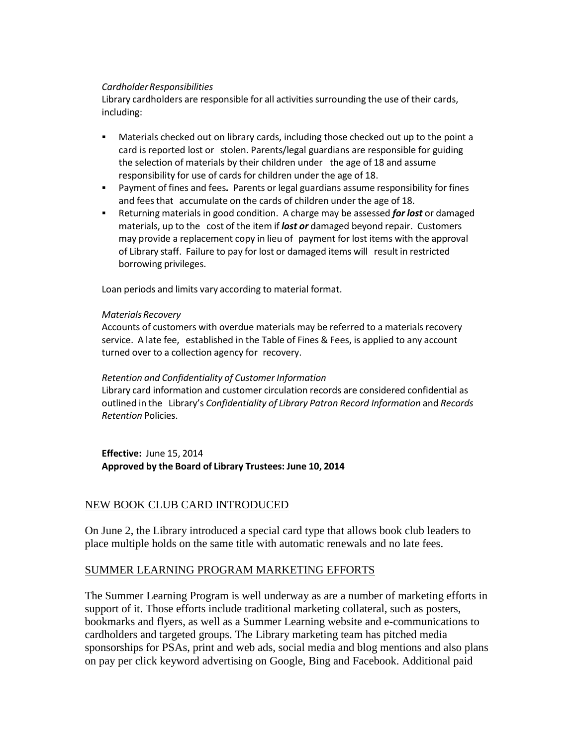*Cardholder Responsibilities*
Library cardholders are responsible for all activities surrounding the use of their cards, including:

- Materials checked out on library cards, including those checked out up to the point a card is reported lost or stolen. Parents/legal guardians are responsible for guiding the selection of materials by their children under the age of 18 and assume responsibility for use of cards for children under the age of 18.
- Payment of fines and fees***.*** Parents or legal guardians assume responsibility for fines and fees that accumulate on the cards of children under the age of 18.
- Returning materials in good condition. A charge may be assessed ***for lost*** or damaged materials, up to the cost of the item if ***lost or*** damaged beyond repair. Customers may provide a replacement copy in lieu of payment for lost items with the approval of Library staff. Failure to pay for lost or damaged items will result in restricted borrowing privileges.

Loan periods and limits vary according to material format.

*Materials Recovery*
Accounts of customers with overdue materials may be referred to a materials recovery service. A late fee, established in the Table of Fines & Fees, is applied to any account turned over to a collection agency for recovery.

*Retention and Confidentiality of Customer Information*
Library card information and customer circulation records are considered confidential as outlined in the Library's *Confidentiality of Library Patron Record Information* and *Records Retention* Policies.

**Effective:** June 15, 2014
**Approved by the Board of Library Trustees: June 10, 2014**

## NEW BOOK CLUB CARD INTRODUCED

On June 2, the Library introduced a special card type that allows book club leaders to place multiple holds on the same title with automatic renewals and no late fees.

## SUMMER LEARNING PROGRAM MARKETING EFFORTS

The Summer Learning Program is well underway as are a number of marketing efforts in support of it. Those efforts include traditional marketing collateral, such as posters, bookmarks and flyers, as well as a Summer Learning website and e-communications to cardholders and targeted groups. The Library marketing team has pitched media sponsorships for PSAs, print and web ads, social media and blog mentions and also plans on pay per click keyword advertising on Google, Bing and Facebook. Additional paid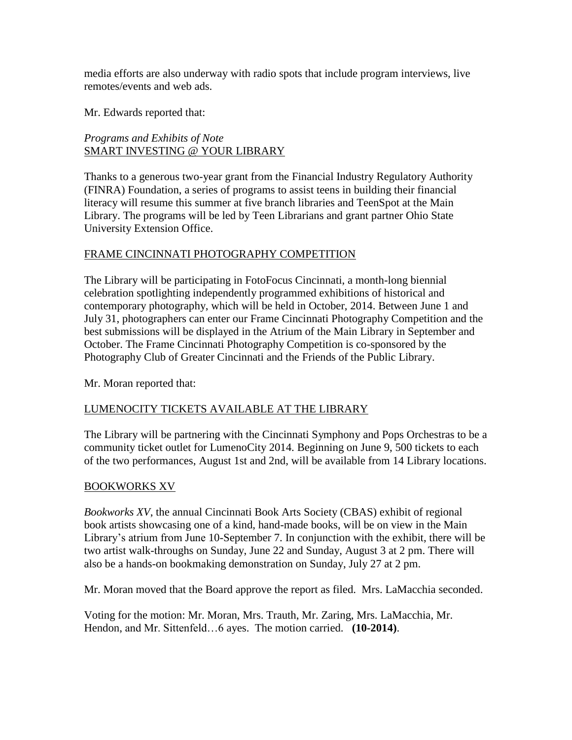media efforts are also underway with radio spots that include program interviews, live remotes/events and web ads.

Mr. Edwards reported that:

*Programs and Exhibits of Note*
SMART INVESTING @ YOUR LIBRARY

Thanks to a generous two-year grant from the Financial Industry Regulatory Authority (FINRA) Foundation, a series of programs to assist teens in building their financial literacy will resume this summer at five branch libraries and TeenSpot at the Main Library. The programs will be led by Teen Librarians and grant partner Ohio State University Extension Office.

FRAME CINCINNATI PHOTOGRAPHY COMPETITION

The Library will be participating in FotoFocus Cincinnati, a month-long biennial celebration spotlighting independently programmed exhibitions of historical and contemporary photography, which will be held in October, 2014. Between June 1 and July 31, photographers can enter our Frame Cincinnati Photography Competition and the best submissions will be displayed in the Atrium of the Main Library in September and October. The Frame Cincinnati Photography Competition is co-sponsored by the Photography Club of Greater Cincinnati and the Friends of the Public Library.

Mr. Moran reported that:

LUMENOCITY TICKETS AVAILABLE AT THE LIBRARY

The Library will be partnering with the Cincinnati Symphony and Pops Orchestras to be a community ticket outlet for LumenoCity 2014. Beginning on June 9, 500 tickets to each of the two performances, August 1st and 2nd, will be available from 14 Library locations.

BOOKWORKS XV

*Bookworks XV*, the annual Cincinnati Book Arts Society (CBAS) exhibit of regional book artists showcasing one of a kind, hand-made books, will be on view in the Main Library's atrium from June 10-September 7. In conjunction with the exhibit, there will be two artist walk-throughs on Sunday, June 22 and Sunday, August 3 at 2 pm. There will also be a hands-on bookmaking demonstration on Sunday, July 27 at 2 pm.

Mr. Moran moved that the Board approve the report as filed. Mrs. LaMacchia seconded.

Voting for the motion: Mr. Moran, Mrs. Trauth, Mr. Zaring, Mrs. LaMacchia, Mr. Hendon, and Mr. Sittenfeld…6 ayes. The motion carried. **(10-2014)**.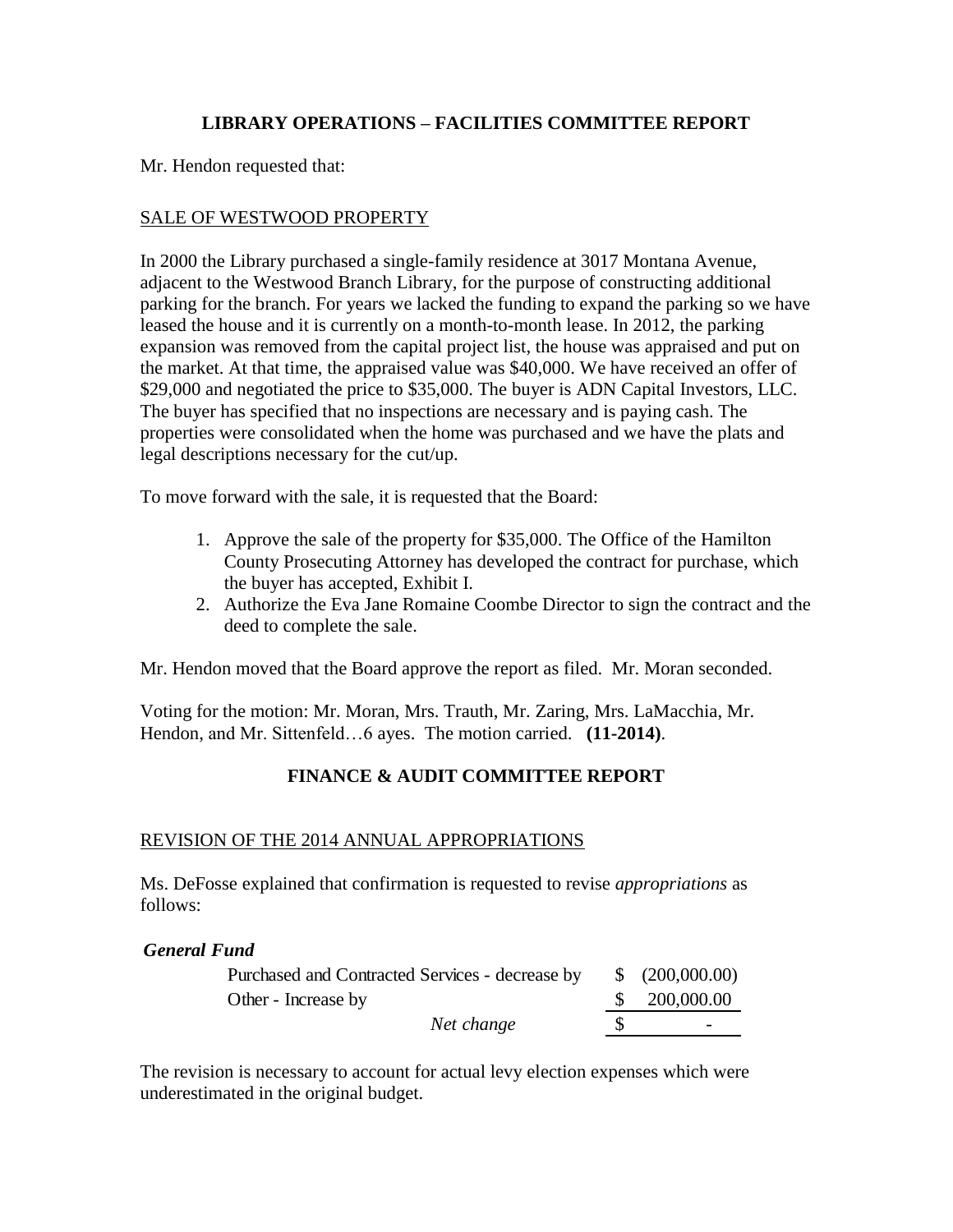## LIBRARY OPERATIONS – FACILITIES COMMITTEE REPORT

Mr. Hendon requested that:

SALE OF WESTWOOD PROPERTY

In 2000 the Library purchased a single-family residence at 3017 Montana Avenue, adjacent to the Westwood Branch Library, for the purpose of constructing additional parking for the branch. For years we lacked the funding to expand the parking so we have leased the house and it is currently on a month-to-month lease. In 2012, the parking expansion was removed from the capital project list, the house was appraised and put on the market. At that time, the appraised value was $40,000. We have received an offer of $29,000 and negotiated the price to $35,000. The buyer is ADN Capital Investors, LLC. The buyer has specified that no inspections are necessary and is paying cash. The properties were consolidated when the home was purchased and we have the plats and legal descriptions necessary for the cut/up.

To move forward with the sale, it is requested that the Board:

1. Approve the sale of the property for $35,000. The Office of the Hamilton County Prosecuting Attorney has developed the contract for purchase, which the buyer has accepted, Exhibit I.
2. Authorize the Eva Jane Romaine Coombe Director to sign the contract and the deed to complete the sale.

Mr. Hendon moved that the Board approve the report as filed. Mr. Moran seconded.

Voting for the motion: Mr. Moran, Mrs. Trauth, Mr. Zaring, Mrs. LaMacchia, Mr. Hendon, and Mr. Sittenfeld…6 ayes. The motion carried. **(11-2014)**.

## FINANCE & AUDIT COMMITTEE REPORT

REVISION OF THE 2014 ANNUAL APPROPRIATIONS

Ms. DeFosse explained that confirmation is requested to revise *appropriations* as follows:

***General Fund***

| | |
|---|---|
| Purchased and Contracted Services - decrease by | $ (200,000.00) |
| Other - Increase by | $ 200,000.00 |
| *Net change* | $ - |

The revision is necessary to account for actual levy election expenses which were underestimated in the original budget.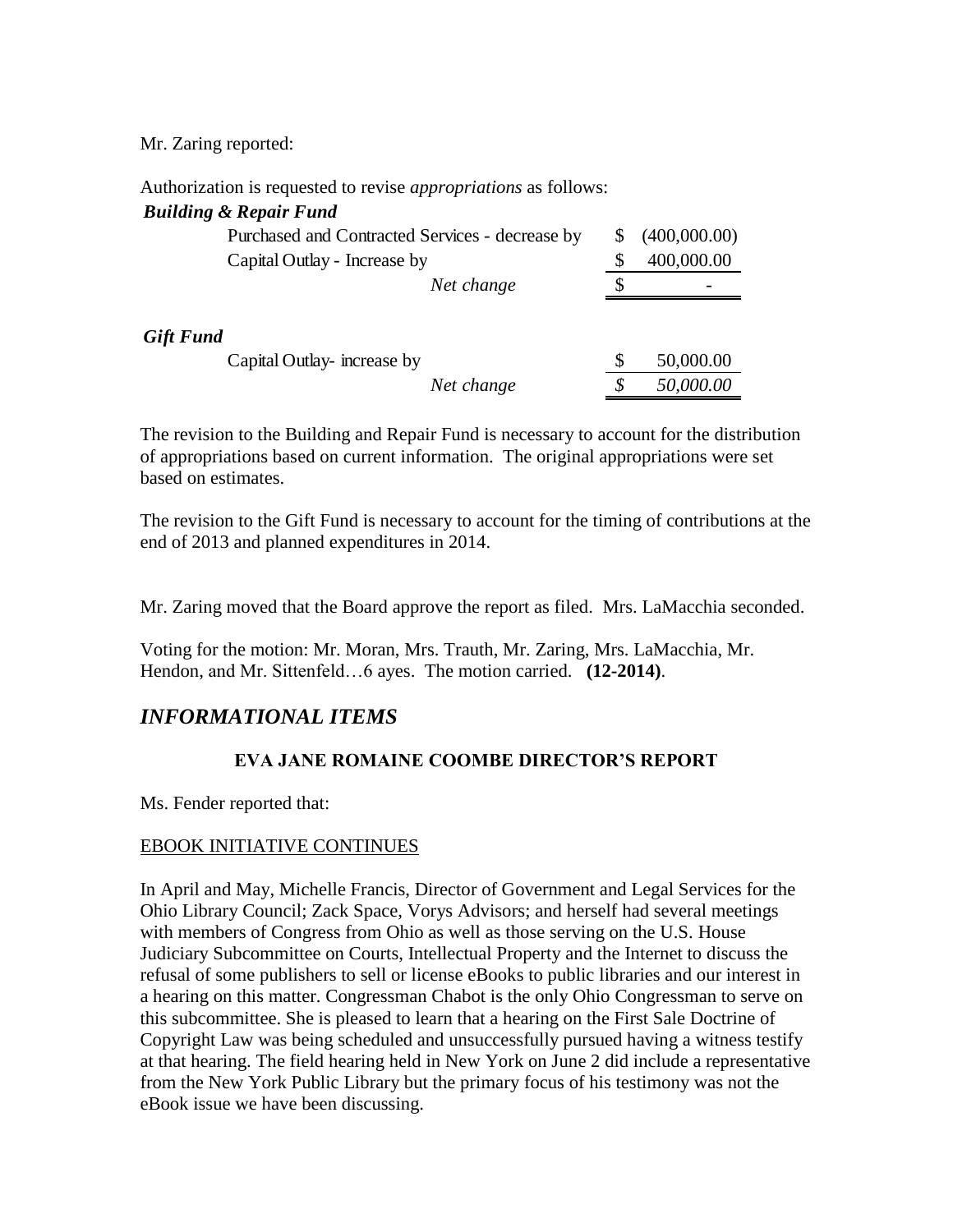Mr. Zaring reported:

Authorization is requested to revise *appropriations* as follows:

| ***Building & Repair Fund*** | | |
|---|---|---|
| Purchased and Contracted Services - decrease by | $ | (400,000.00) |
| Capital Outlay - Increase by | $ | 400,000.00 |
| *Net change* | $ | - |
| | | |
| ***Gift Fund*** | | |
| Capital Outlay- increase by | $ | 50,000.00 |
| *Net change* | *$* | *50,000.00* |

The revision to the Building and Repair Fund is necessary to account for the distribution of appropriations based on current information. The original appropriations were set based on estimates.

The revision to the Gift Fund is necessary to account for the timing of contributions at the end of 2013 and planned expenditures in 2014.

Mr. Zaring moved that the Board approve the report as filed. Mrs. LaMacchia seconded.

Voting for the motion: Mr. Moran, Mrs. Trauth, Mr. Zaring, Mrs. LaMacchia, Mr. Hendon, and Mr. Sittenfeld…6 ayes. The motion carried. **(12-2014)**.

## *INFORMATIONAL ITEMS*

### EVA JANE ROMAINE COOMBE DIRECTOR'S REPORT

Ms. Fender reported that:

EBOOK INITIATIVE CONTINUES

In April and May, Michelle Francis, Director of Government and Legal Services for the Ohio Library Council; Zack Space, Vorys Advisors; and herself had several meetings with members of Congress from Ohio as well as those serving on the U.S. House Judiciary Subcommittee on Courts, Intellectual Property and the Internet to discuss the refusal of some publishers to sell or license eBooks to public libraries and our interest in a hearing on this matter. Congressman Chabot is the only Ohio Congressman to serve on this subcommittee. She is pleased to learn that a hearing on the First Sale Doctrine of Copyright Law was being scheduled and unsuccessfully pursued having a witness testify at that hearing. The field hearing held in New York on June 2 did include a representative from the New York Public Library but the primary focus of his testimony was not the eBook issue we have been discussing.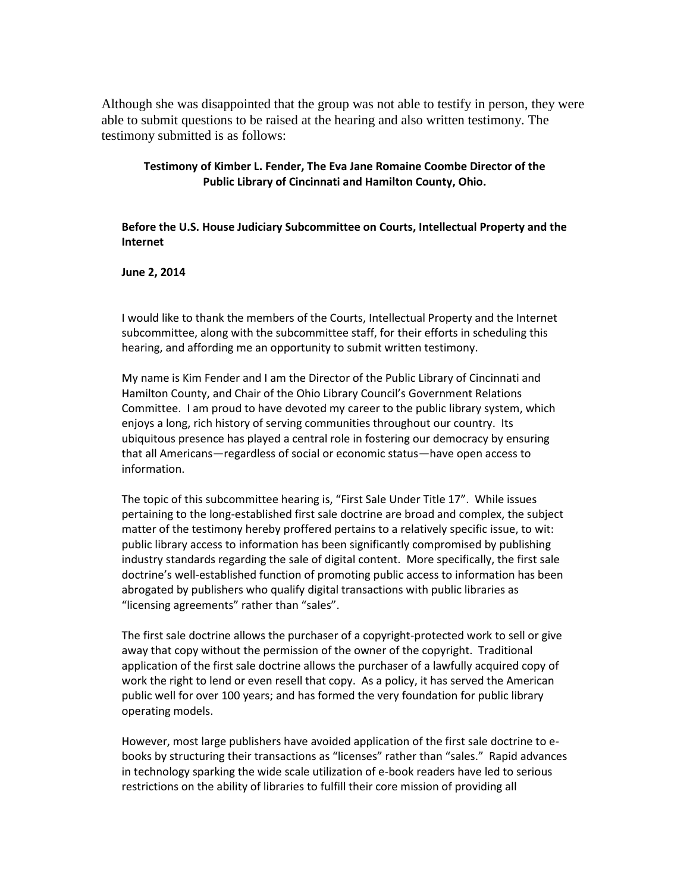Although she was disappointed that the group was not able to testify in person, they were able to submit questions to be raised at the hearing and also written testimony. The testimony submitted is as follows:

**Testimony of Kimber L. Fender, The Eva Jane Romaine Coombe Director of the Public Library of Cincinnati and Hamilton County, Ohio.**

**Before the U.S. House Judiciary Subcommittee on Courts, Intellectual Property and the Internet**

**June 2, 2014**

I would like to thank the members of the Courts, Intellectual Property and the Internet subcommittee, along with the subcommittee staff, for their efforts in scheduling this hearing, and affording me an opportunity to submit written testimony.

My name is Kim Fender and I am the Director of the Public Library of Cincinnati and Hamilton County, and Chair of the Ohio Library Council's Government Relations Committee. I am proud to have devoted my career to the public library system, which enjoys a long, rich history of serving communities throughout our country. Its ubiquitous presence has played a central role in fostering our democracy by ensuring that all Americans—regardless of social or economic status—have open access to information.

The topic of this subcommittee hearing is, "First Sale Under Title 17". While issues pertaining to the long-established first sale doctrine are broad and complex, the subject matter of the testimony hereby proffered pertains to a relatively specific issue, to wit: public library access to information has been significantly compromised by publishing industry standards regarding the sale of digital content. More specifically, the first sale doctrine's well-established function of promoting public access to information has been abrogated by publishers who qualify digital transactions with public libraries as "licensing agreements" rather than "sales".

The first sale doctrine allows the purchaser of a copyright-protected work to sell or give away that copy without the permission of the owner of the copyright. Traditional application of the first sale doctrine allows the purchaser of a lawfully acquired copy of work the right to lend or even resell that copy. As a policy, it has served the American public well for over 100 years; and has formed the very foundation for public library operating models.

However, most large publishers have avoided application of the first sale doctrine to e-books by structuring their transactions as "licenses" rather than "sales." Rapid advances in technology sparking the wide scale utilization of e-book readers have led to serious restrictions on the ability of libraries to fulfill their core mission of providing all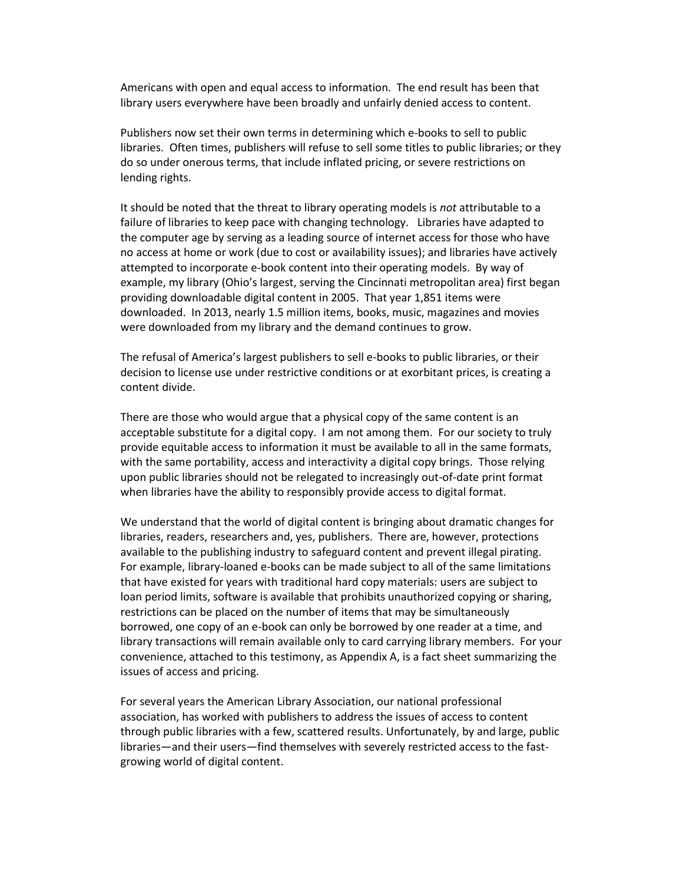Americans with open and equal access to information. The end result has been that library users everywhere have been broadly and unfairly denied access to content.

Publishers now set their own terms in determining which e-books to sell to public libraries. Often times, publishers will refuse to sell some titles to public libraries; or they do so under onerous terms, that include inflated pricing, or severe restrictions on lending rights.

It should be noted that the threat to library operating models is *not* attributable to a failure of libraries to keep pace with changing technology. Libraries have adapted to the computer age by serving as a leading source of internet access for those who have no access at home or work (due to cost or availability issues); and libraries have actively attempted to incorporate e-book content into their operating models. By way of example, my library (Ohio's largest, serving the Cincinnati metropolitan area) first began providing downloadable digital content in 2005. That year 1,851 items were downloaded. In 2013, nearly 1.5 million items, books, music, magazines and movies were downloaded from my library and the demand continues to grow.

The refusal of America's largest publishers to sell e-books to public libraries, or their decision to license use under restrictive conditions or at exorbitant prices, is creating a content divide.

There are those who would argue that a physical copy of the same content is an acceptable substitute for a digital copy. I am not among them. For our society to truly provide equitable access to information it must be available to all in the same formats, with the same portability, access and interactivity a digital copy brings. Those relying upon public libraries should not be relegated to increasingly out-of-date print format when libraries have the ability to responsibly provide access to digital format.

We understand that the world of digital content is bringing about dramatic changes for libraries, readers, researchers and, yes, publishers. There are, however, protections available to the publishing industry to safeguard content and prevent illegal pirating. For example, library-loaned e-books can be made subject to all of the same limitations that have existed for years with traditional hard copy materials: users are subject to loan period limits, software is available that prohibits unauthorized copying or sharing, restrictions can be placed on the number of items that may be simultaneously borrowed, one copy of an e-book can only be borrowed by one reader at a time, and library transactions will remain available only to card carrying library members. For your convenience, attached to this testimony, as Appendix A, is a fact sheet summarizing the issues of access and pricing.

For several years the American Library Association, our national professional association, has worked with publishers to address the issues of access to content through public libraries with a few, scattered results. Unfortunately, by and large, public libraries—and their users—find themselves with severely restricted access to the fast-growing world of digital content.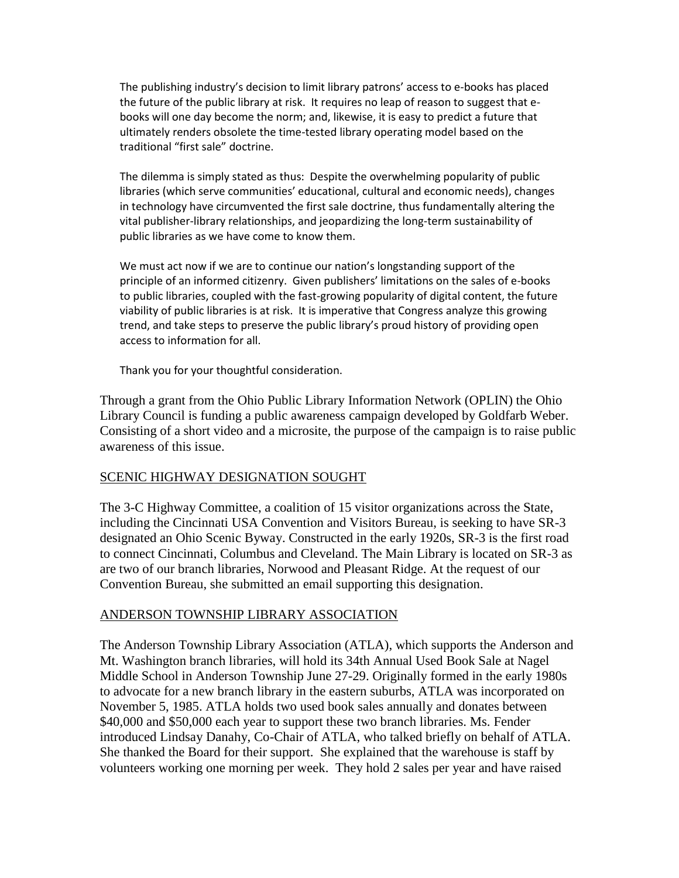> The publishing industry's decision to limit library patrons' access to e-books has placed the future of the public library at risk. It requires no leap of reason to suggest that e-books will one day become the norm; and, likewise, it is easy to predict a future that ultimately renders obsolete the time-tested library operating model based on the traditional "first sale" doctrine.
>
> The dilemma is simply stated as thus: Despite the overwhelming popularity of public libraries (which serve communities' educational, cultural and economic needs), changes in technology have circumvented the first sale doctrine, thus fundamentally altering the vital publisher-library relationships, and jeopardizing the long-term sustainability of public libraries as we have come to know them.
>
> We must act now if we are to continue our nation's longstanding support of the principle of an informed citizenry. Given publishers' limitations on the sales of e-books to public libraries, coupled with the fast-growing popularity of digital content, the future viability of public libraries is at risk. It is imperative that Congress analyze this growing trend, and take steps to preserve the public library's proud history of providing open access to information for all.
>
> Thank you for your thoughtful consideration.

Through a grant from the Ohio Public Library Information Network (OPLIN) the Ohio Library Council is funding a public awareness campaign developed by Goldfarb Weber. Consisting of a short video and a microsite, the purpose of the campaign is to raise public awareness of this issue.

## SCENIC HIGHWAY DESIGNATION SOUGHT

The 3-C Highway Committee, a coalition of 15 visitor organizations across the State, including the Cincinnati USA Convention and Visitors Bureau, is seeking to have SR-3 designated an Ohio Scenic Byway. Constructed in the early 1920s, SR-3 is the first road to connect Cincinnati, Columbus and Cleveland. The Main Library is located on SR-3 as are two of our branch libraries, Norwood and Pleasant Ridge. At the request of our Convention Bureau, she submitted an email supporting this designation.

## ANDERSON TOWNSHIP LIBRARY ASSOCIATION

The Anderson Township Library Association (ATLA), which supports the Anderson and Mt. Washington branch libraries, will hold its 34th Annual Used Book Sale at Nagel Middle School in Anderson Township June 27-29. Originally formed in the early 1980s to advocate for a new branch library in the eastern suburbs, ATLA was incorporated on November 5, 1985. ATLA holds two used book sales annually and donates between $40,000 and $50,000 each year to support these two branch libraries. Ms. Fender introduced Lindsay Danahy, Co-Chair of ATLA, who talked briefly on behalf of ATLA. She thanked the Board for their support. She explained that the warehouse is staff by volunteers working one morning per week. They hold 2 sales per year and have raised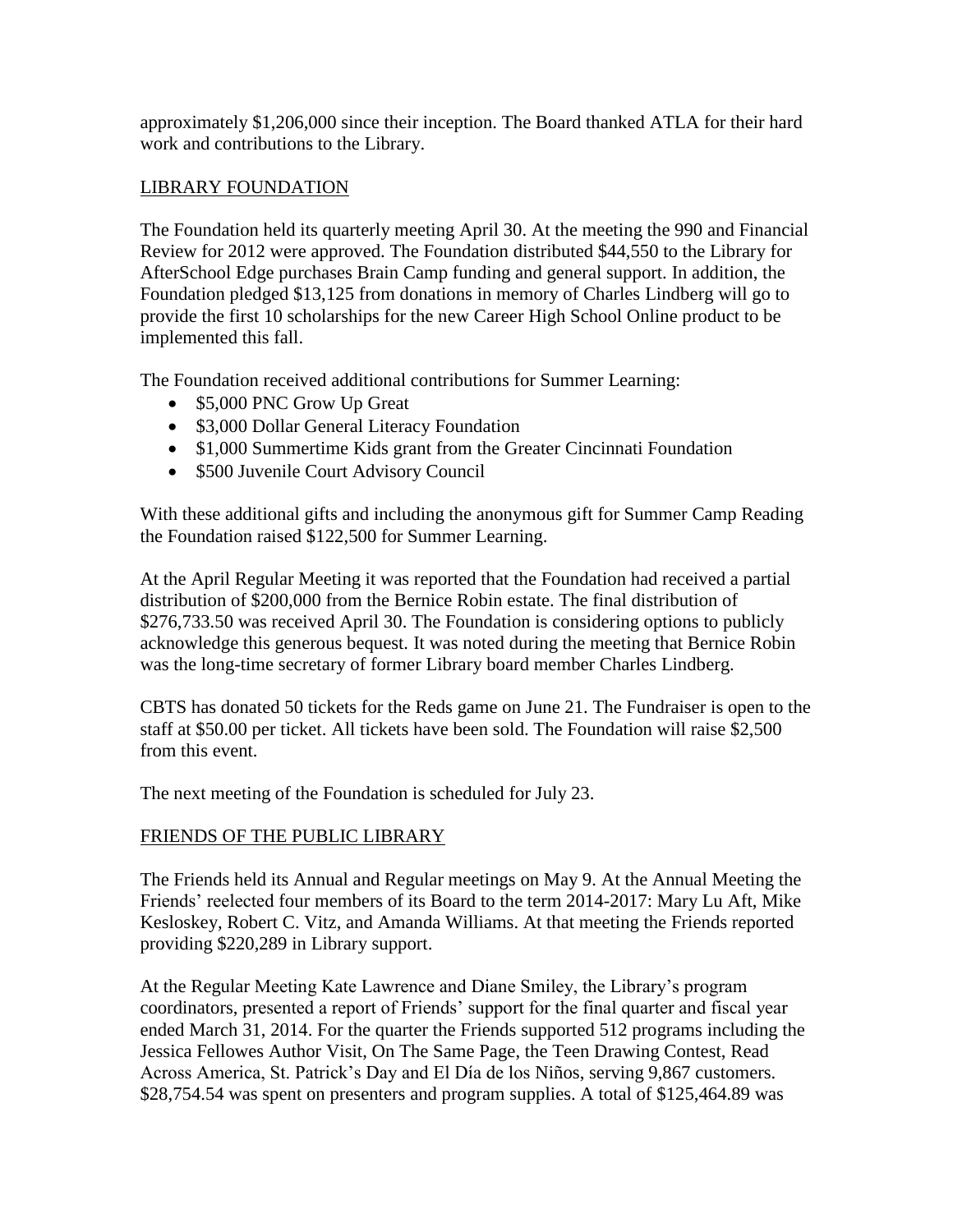approximately $1,206,000 since their inception. The Board thanked ATLA for their hard work and contributions to the Library.

<u>LIBRARY FOUNDATION</u>

The Foundation held its quarterly meeting April 30. At the meeting the 990 and Financial Review for 2012 were approved. The Foundation distributed $44,550 to the Library for AfterSchool Edge purchases Brain Camp funding and general support. In addition, the Foundation pledged $13,125 from donations in memory of Charles Lindberg will go to provide the first 10 scholarships for the new Career High School Online product to be implemented this fall.

The Foundation received additional contributions for Summer Learning:

- $5,000 PNC Grow Up Great
- $3,000 Dollar General Literacy Foundation
- $1,000 Summertime Kids grant from the Greater Cincinnati Foundation
- $500 Juvenile Court Advisory Council

With these additional gifts and including the anonymous gift for Summer Camp Reading the Foundation raised $122,500 for Summer Learning.

At the April Regular Meeting it was reported that the Foundation had received a partial distribution of $200,000 from the Bernice Robin estate. The final distribution of $276,733.50 was received April 30. The Foundation is considering options to publicly acknowledge this generous bequest. It was noted during the meeting that Bernice Robin was the long-time secretary of former Library board member Charles Lindberg.

CBTS has donated 50 tickets for the Reds game on June 21. The Fundraiser is open to the staff at $50.00 per ticket. All tickets have been sold. The Foundation will raise $2,500 from this event.

The next meeting of the Foundation is scheduled for July 23.

<u>FRIENDS OF THE PUBLIC LIBRARY</u>

The Friends held its Annual and Regular meetings on May 9. At the Annual Meeting the Friends' reelected four members of its Board to the term 2014-2017: Mary Lu Aft, Mike Kesloskey, Robert C. Vitz, and Amanda Williams. At that meeting the Friends reported providing $220,289 in Library support.

At the Regular Meeting Kate Lawrence and Diane Smiley, the Library's program coordinators, presented a report of Friends' support for the final quarter and fiscal year ended March 31, 2014. For the quarter the Friends supported 512 programs including the Jessica Fellowes Author Visit, On The Same Page, the Teen Drawing Contest, Read Across America, St. Patrick's Day and El Día de los Niños, serving 9,867 customers. $28,754.54 was spent on presenters and program supplies. A total of $125,464.89 was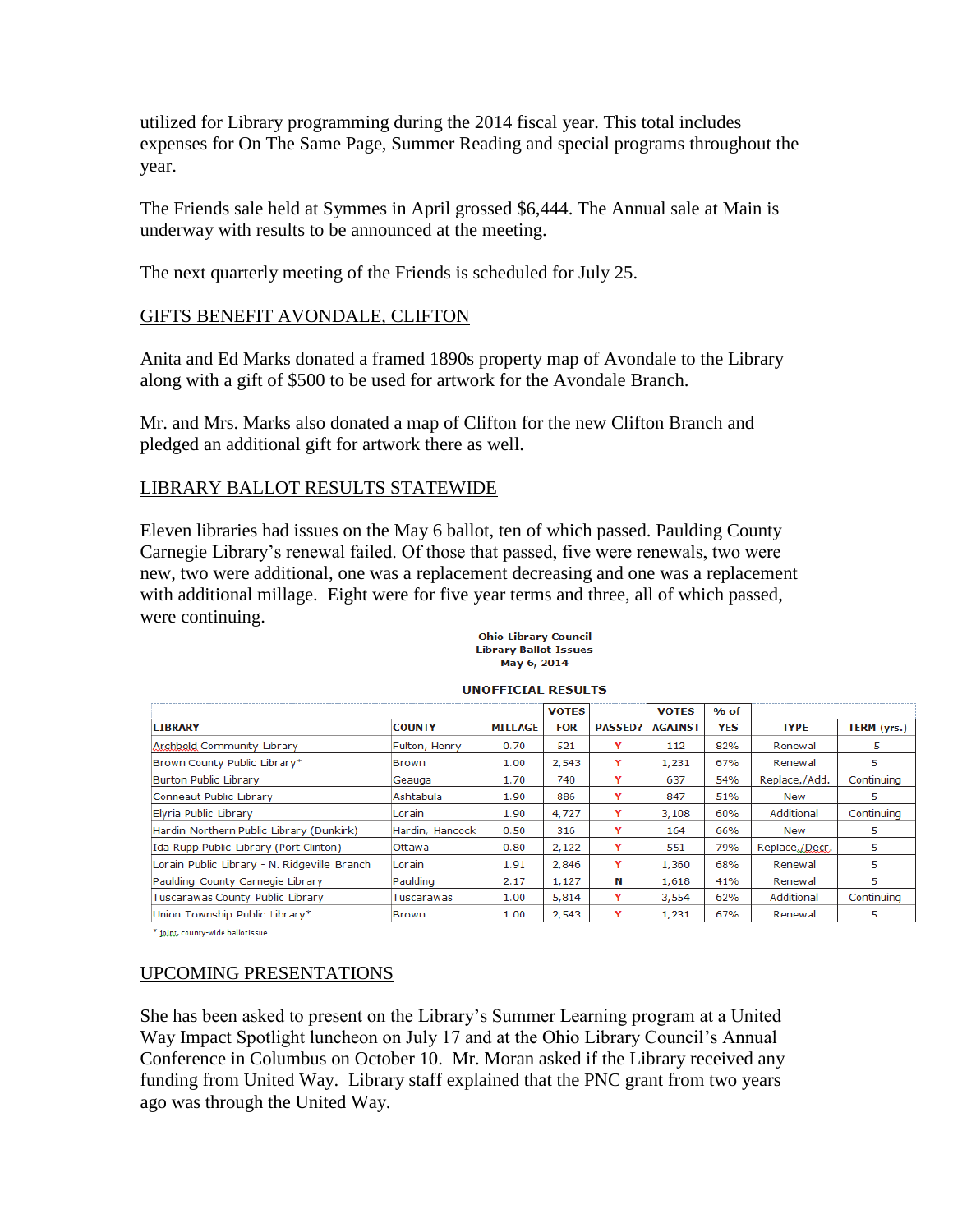utilized for Library programming during the 2014 fiscal year. This total includes expenses for On The Same Page, Summer Reading and special programs throughout the year.

The Friends sale held at Symmes in April grossed $6,444. The Annual sale at Main is underway with results to be announced at the meeting.

The next quarterly meeting of the Friends is scheduled for July 25.

## GIFTS BENEFIT AVONDALE, CLIFTON

Anita and Ed Marks donated a framed 1890s property map of Avondale to the Library along with a gift of $500 to be used for artwork for the Avondale Branch.

Mr. and Mrs. Marks also donated a map of Clifton for the new Clifton Branch and pledged an additional gift for artwork there as well.

## LIBRARY BALLOT RESULTS STATEWIDE

Eleven libraries had issues on the May 6 ballot, ten of which passed. Paulding County Carnegie Library's renewal failed. Of those that passed, five were renewals, two were new, two were additional, one was a replacement decreasing and one was a replacement with additional millage. Eight were for five year terms and three, all of which passed, were continuing.

**Ohio Library Council**
**Library Ballot Issues**
**May 6, 2014**

**UNOFFICIAL RESULTS**

| LIBRARY | COUNTY | MILLAGE | VOTES FOR | PASSED? | VOTES AGAINST | % of YES | TYPE | TERM (yrs.) |
|---|---|---|---|---|---|---|---|---|
| Archbold Community Library | Fulton, Henry | 0.70 | 521 | Y | 112 | 82% | Renewal | 5 |
| Brown County Public Library* | Brown | 1.00 | 2,543 | Y | 1,231 | 67% | Renewal | 5 |
| Burton Public Library | Geauga | 1.70 | 740 | Y | 637 | 54% | Replace./Add. | Continuing |
| Conneaut Public Library | Ashtabula | 1.90 | 886 | Y | 847 | 51% | New | 5 |
| Elyria Public Library | Lorain | 1.90 | 4,727 | Y | 3,108 | 60% | Additional | Continuing |
| Hardin Northern Public Library (Dunkirk) | Hardin, Hancock | 0.50 | 316 | Y | 164 | 66% | New | 5 |
| Ida Rupp Public Library (Port Clinton) | Ottawa | 0.80 | 2,122 | Y | 551 | 79% | Replace./Decr. | 5 |
| Lorain Public Library - N. Ridgeville Branch | Lorain | 1.91 | 2,846 | Y | 1,360 | 68% | Renewal | 5 |
| Paulding County Carnegie Library | Paulding | 2.17 | 1,127 | N | 1,618 | 41% | Renewal | 5 |
| Tuscarawas County Public Library | Tuscarawas | 1.00 | 5,814 | Y | 3,554 | 62% | Additional | Continuing |
| Union Township Public Library* | Brown | 1.00 | 2,543 | Y | 1,231 | 67% | Renewal | 5 |

* joint, county-wide ballotissue

## UPCOMING PRESENTATIONS

She has been asked to present on the Library's Summer Learning program at a United Way Impact Spotlight luncheon on July 17 and at the Ohio Library Council's Annual Conference in Columbus on October 10. Mr. Moran asked if the Library received any funding from United Way. Library staff explained that the PNC grant from two years ago was through the United Way.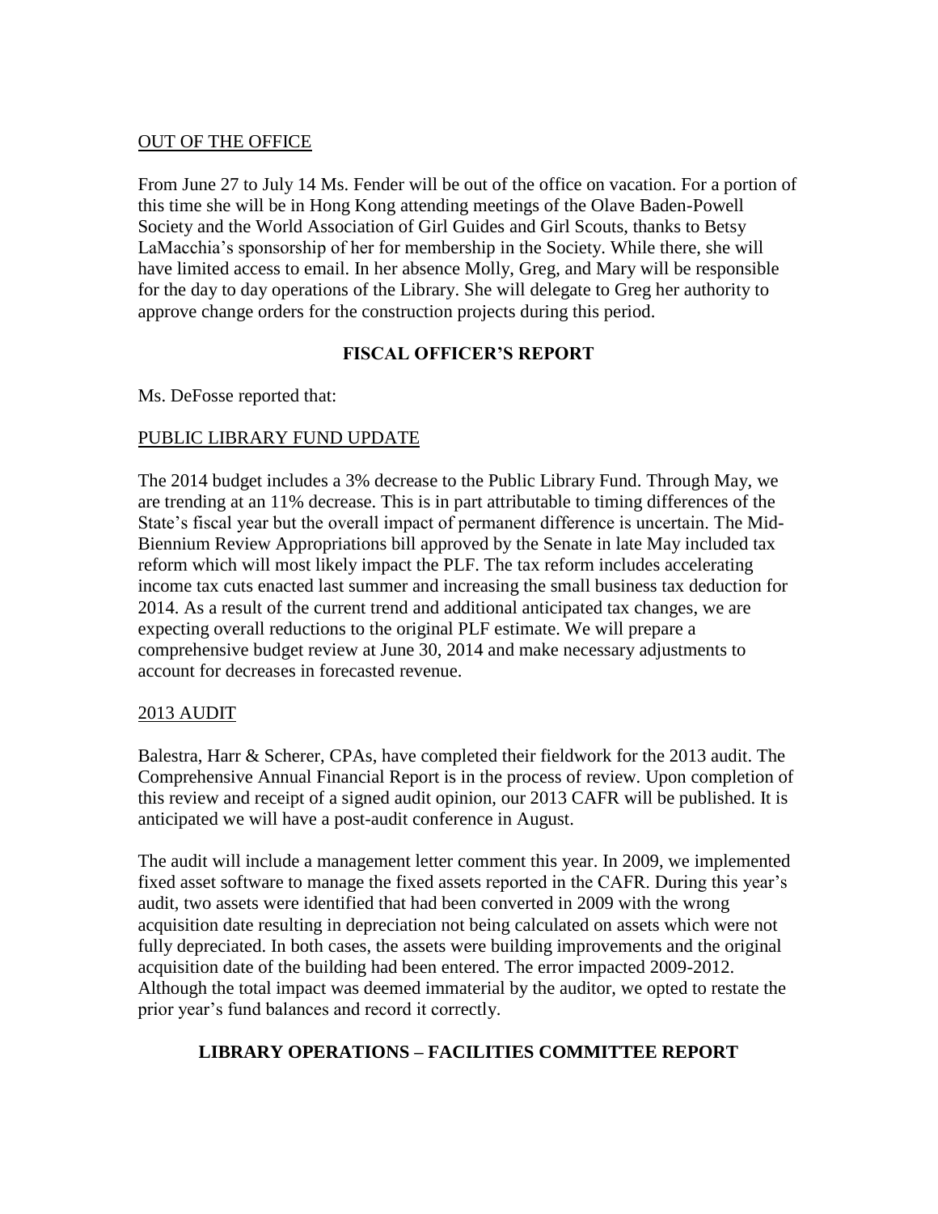OUT OF THE OFFICE

From June 27 to July 14 Ms. Fender will be out of the office on vacation. For a portion of this time she will be in Hong Kong attending meetings of the Olave Baden-Powell Society and the World Association of Girl Guides and Girl Scouts, thanks to Betsy LaMacchia's sponsorship of her for membership in the Society. While there, she will have limited access to email. In her absence Molly, Greg, and Mary will be responsible for the day to day operations of the Library. She will delegate to Greg her authority to approve change orders for the construction projects during this period.

## FISCAL OFFICER'S REPORT

Ms. DeFosse reported that:

PUBLIC LIBRARY FUND UPDATE

The 2014 budget includes a 3% decrease to the Public Library Fund. Through May, we are trending at an 11% decrease. This is in part attributable to timing differences of the State's fiscal year but the overall impact of permanent difference is uncertain. The Mid-Biennium Review Appropriations bill approved by the Senate in late May included tax reform which will most likely impact the PLF. The tax reform includes accelerating income tax cuts enacted last summer and increasing the small business tax deduction for 2014. As a result of the current trend and additional anticipated tax changes, we are expecting overall reductions to the original PLF estimate. We will prepare a comprehensive budget review at June 30, 2014 and make necessary adjustments to account for decreases in forecasted revenue.

2013 AUDIT

Balestra, Harr & Scherer, CPAs, have completed their fieldwork for the 2013 audit. The Comprehensive Annual Financial Report is in the process of review. Upon completion of this review and receipt of a signed audit opinion, our 2013 CAFR will be published. It is anticipated we will have a post-audit conference in August.

The audit will include a management letter comment this year. In 2009, we implemented fixed asset software to manage the fixed assets reported in the CAFR. During this year's audit, two assets were identified that had been converted in 2009 with the wrong acquisition date resulting in depreciation not being calculated on assets which were not fully depreciated. In both cases, the assets were building improvements and the original acquisition date of the building had been entered. The error impacted 2009-2012. Although the total impact was deemed immaterial by the auditor, we opted to restate the prior year's fund balances and record it correctly.

## LIBRARY OPERATIONS – FACILITIES COMMITTEE REPORT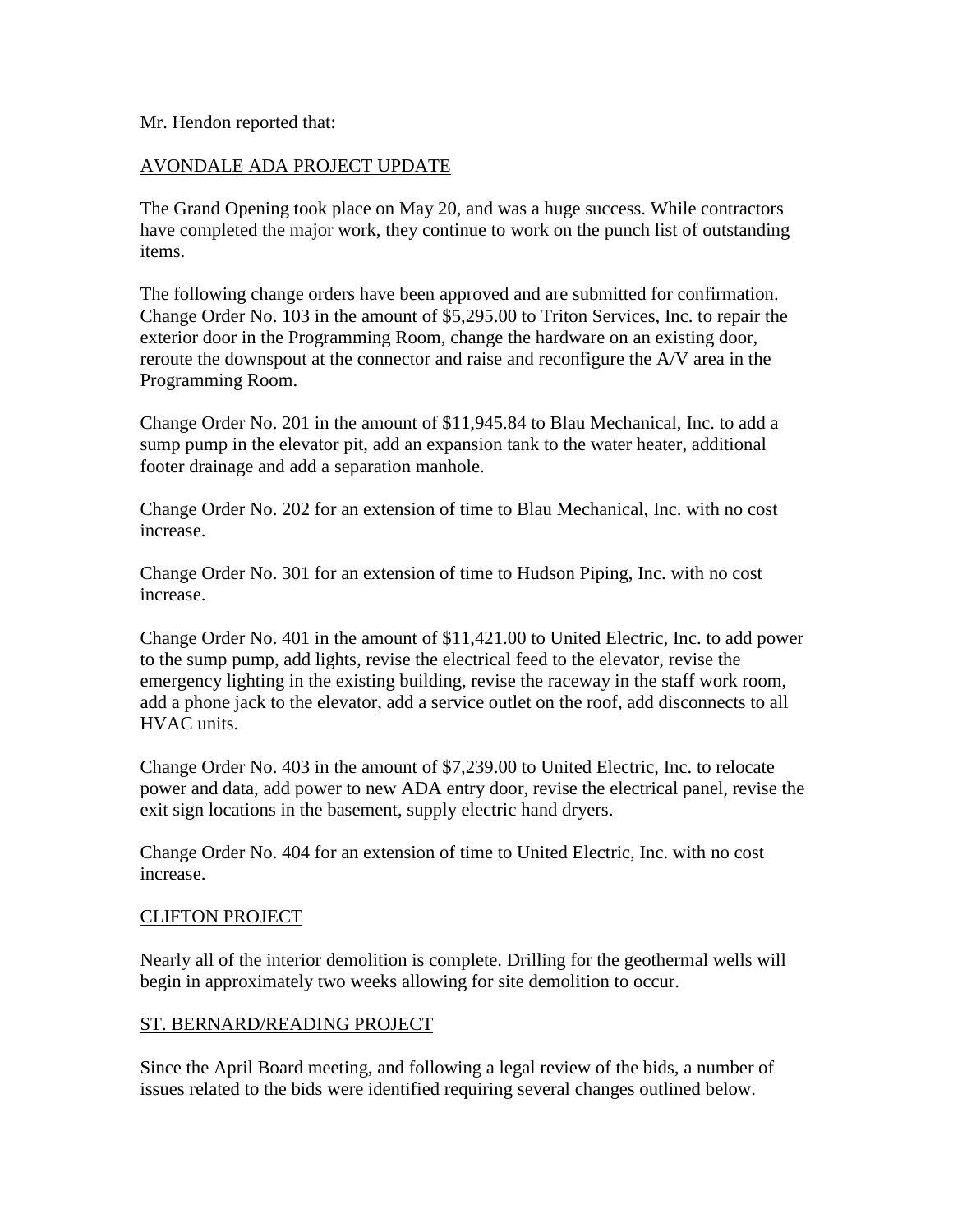Mr. Hendon reported that:

AVONDALE ADA PROJECT UPDATE

The Grand Opening took place on May 20, and was a huge success. While contractors have completed the major work, they continue to work on the punch list of outstanding items.

The following change orders have been approved and are submitted for confirmation. Change Order No. 103 in the amount of $5,295.00 to Triton Services, Inc. to repair the exterior door in the Programming Room, change the hardware on an existing door, reroute the downspout at the connector and raise and reconfigure the A/V area in the Programming Room.

Change Order No. 201 in the amount of $11,945.84 to Blau Mechanical, Inc. to add a sump pump in the elevator pit, add an expansion tank to the water heater, additional footer drainage and add a separation manhole.

Change Order No. 202 for an extension of time to Blau Mechanical, Inc. with no cost increase.

Change Order No. 301 for an extension of time to Hudson Piping, Inc. with no cost increase.

Change Order No. 401 in the amount of $11,421.00 to United Electric, Inc. to add power to the sump pump, add lights, revise the electrical feed to the elevator, revise the emergency lighting in the existing building, revise the raceway in the staff work room, add a phone jack to the elevator, add a service outlet on the roof, add disconnects to all HVAC units.

Change Order No. 403 in the amount of $7,239.00 to United Electric, Inc. to relocate power and data, add power to new ADA entry door, revise the electrical panel, revise the exit sign locations in the basement, supply electric hand dryers.

Change Order No. 404 for an extension of time to United Electric, Inc. with no cost increase.

CLIFTON PROJECT

Nearly all of the interior demolition is complete. Drilling for the geothermal wells will begin in approximately two weeks allowing for site demolition to occur.

ST. BERNARD/READING PROJECT

Since the April Board meeting, and following a legal review of the bids, a number of issues related to the bids were identified requiring several changes outlined below.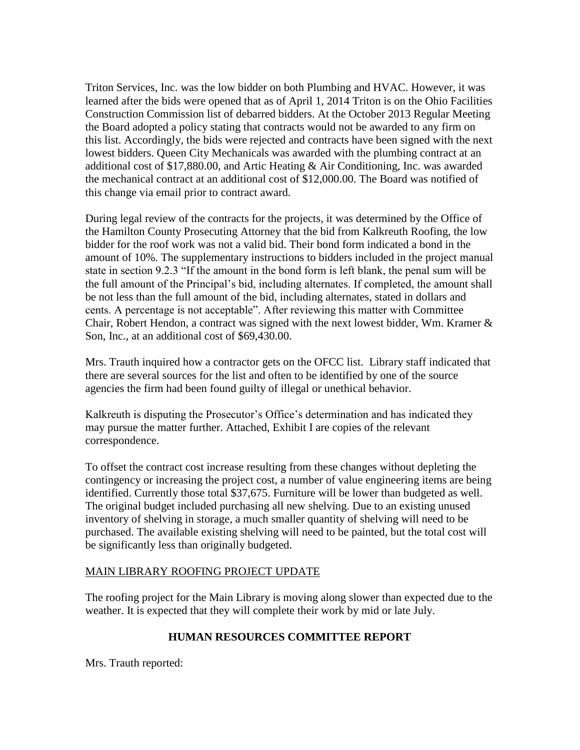Triton Services, Inc. was the low bidder on both Plumbing and HVAC. However, it was learned after the bids were opened that as of April 1, 2014 Triton is on the Ohio Facilities Construction Commission list of debarred bidders. At the October 2013 Regular Meeting the Board adopted a policy stating that contracts would not be awarded to any firm on this list. Accordingly, the bids were rejected and contracts have been signed with the next lowest bidders. Queen City Mechanicals was awarded with the plumbing contract at an additional cost of $17,880.00, and Artic Heating & Air Conditioning, Inc. was awarded the mechanical contract at an additional cost of $12,000.00. The Board was notified of this change via email prior to contract award.

During legal review of the contracts for the projects, it was determined by the Office of the Hamilton County Prosecuting Attorney that the bid from Kalkreuth Roofing, the low bidder for the roof work was not a valid bid. Their bond form indicated a bond in the amount of 10%. The supplementary instructions to bidders included in the project manual state in section 9.2.3 "If the amount in the bond form is left blank, the penal sum will be the full amount of the Principal's bid, including alternates. If completed, the amount shall be not less than the full amount of the bid, including alternates, stated in dollars and cents. A percentage is not acceptable". After reviewing this matter with Committee Chair, Robert Hendon, a contract was signed with the next lowest bidder, Wm. Kramer & Son, Inc., at an additional cost of $69,430.00.

Mrs. Trauth inquired how a contractor gets on the OFCC list. Library staff indicated that there are several sources for the list and often to be identified by one of the source agencies the firm had been found guilty of illegal or unethical behavior.

Kalkreuth is disputing the Prosecutor's Office's determination and has indicated they may pursue the matter further. Attached, Exhibit I are copies of the relevant correspondence.

To offset the contract cost increase resulting from these changes without depleting the contingency or increasing the project cost, a number of value engineering items are being identified. Currently those total $37,675. Furniture will be lower than budgeted as well. The original budget included purchasing all new shelving. Due to an existing unused inventory of shelving in storage, a much smaller quantity of shelving will need to be purchased. The available existing shelving will need to be painted, but the total cost will be significantly less than originally budgeted.

MAIN LIBRARY ROOFING PROJECT UPDATE

The roofing project for the Main Library is moving along slower than expected due to the weather. It is expected that they will complete their work by mid or late July.

## HUMAN RESOURCES COMMITTEE REPORT

Mrs. Trauth reported: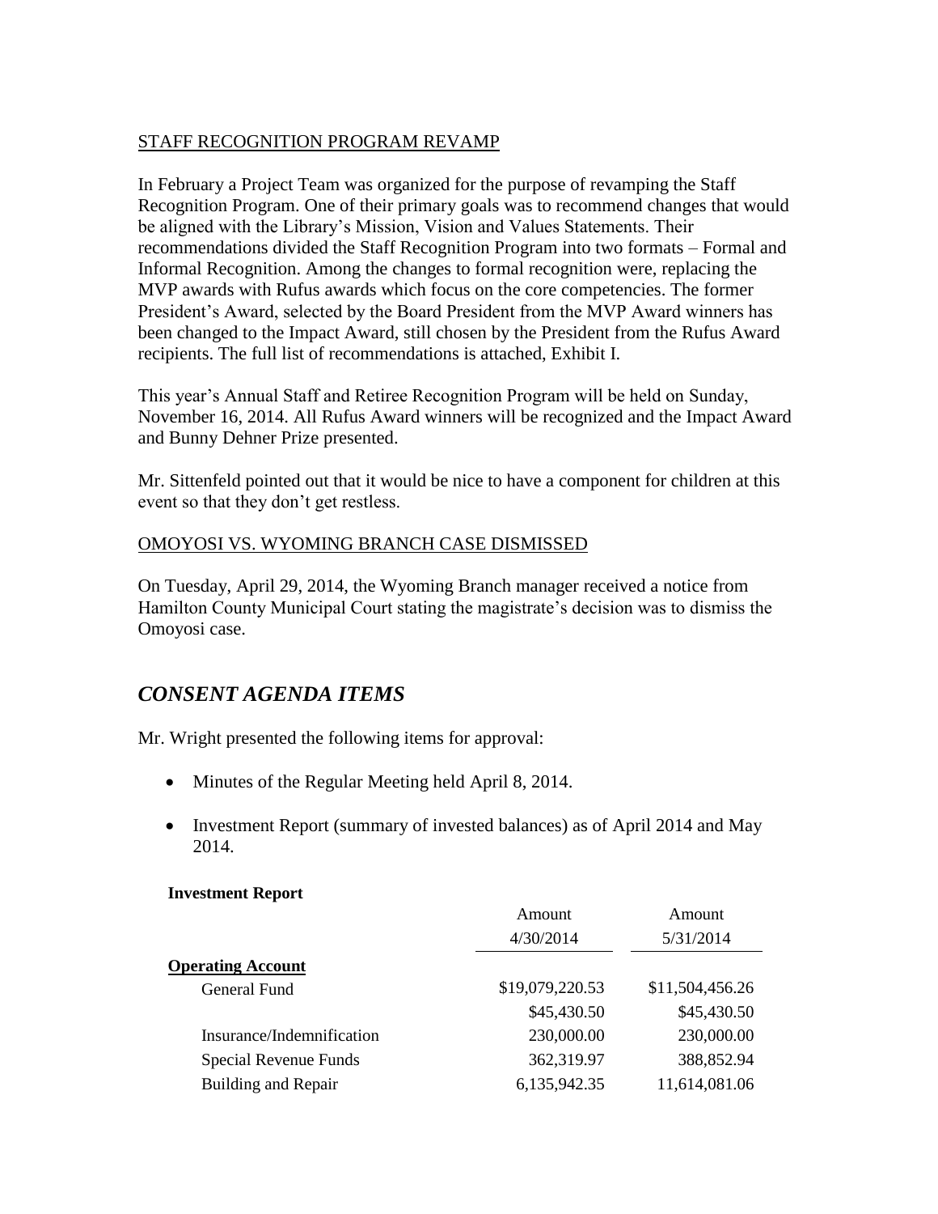STAFF RECOGNITION PROGRAM REVAMP

In February a Project Team was organized for the purpose of revamping the Staff Recognition Program. One of their primary goals was to recommend changes that would be aligned with the Library's Mission, Vision and Values Statements. Their recommendations divided the Staff Recognition Program into two formats – Formal and Informal Recognition. Among the changes to formal recognition were, replacing the MVP awards with Rufus awards which focus on the core competencies. The former President's Award, selected by the Board President from the MVP Award winners has been changed to the Impact Award, still chosen by the President from the Rufus Award recipients. The full list of recommendations is attached, Exhibit I.

This year's Annual Staff and Retiree Recognition Program will be held on Sunday, November 16, 2014. All Rufus Award winners will be recognized and the Impact Award and Bunny Dehner Prize presented.

Mr. Sittenfeld pointed out that it would be nice to have a component for children at this event so that they don't get restless.

OMOYOSI VS. WYOMING BRANCH CASE DISMISSED

On Tuesday, April 29, 2014, the Wyoming Branch manager received a notice from Hamilton County Municipal Court stating the magistrate's decision was to dismiss the Omoyosi case.

## *CONSENT AGENDA ITEMS*

Mr. Wright presented the following items for approval:

- Minutes of the Regular Meeting held April 8, 2014.
- Investment Report (summary of invested balances) as of April 2014 and May 2014.

**Investment Report**

| | Amount 4/30/2014 | Amount 5/31/2014 |
|---|---|---|
| **Operating Account** | | |
| General Fund | $19,079,220.53 | $11,504,456.26 |
| | $45,430.50 | $45,430.50 |
| Insurance/Indemnification | 230,000.00 | 230,000.00 |
| Special Revenue Funds | 362,319.97 | 388,852.94 |
| Building and Repair | 6,135,942.35 | 11,614,081.06 |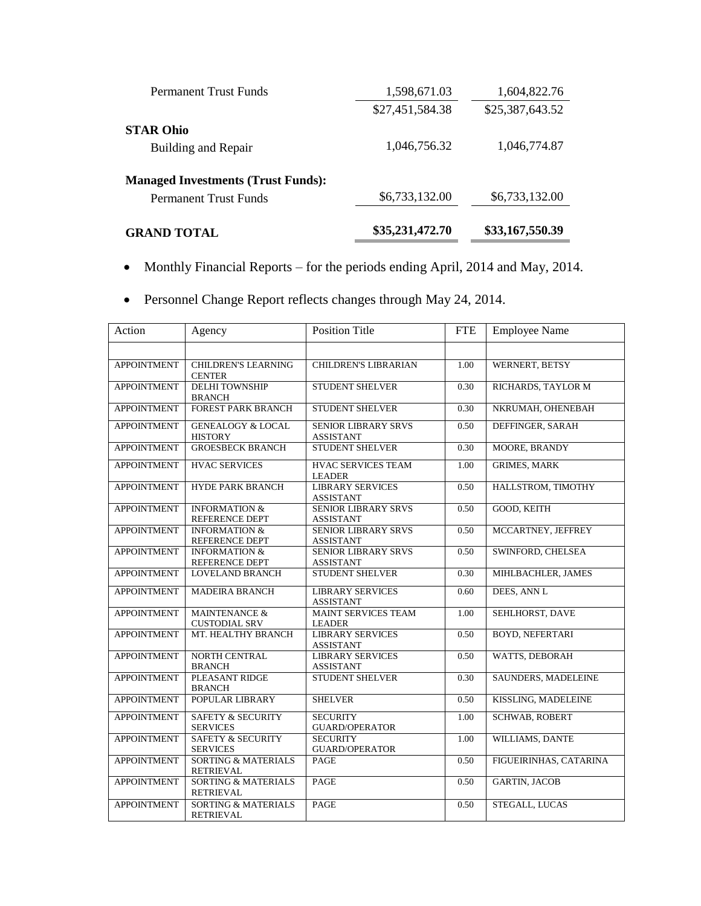| | | |
|---|---|---|
| Permanent Trust Funds | 1,598,671.03 | 1,604,822.76 |
| | $27,451,584.38 | $25,387,643.52 |
| **STAR Ohio** | | |
| Building and Repair | 1,046,756.32 | 1,046,774.87 |
| **Managed Investments (Trust Funds):** | | |
| Permanent Trust Funds | $6,733,132.00 | $6,733,132.00 |
| **GRAND TOTAL** | **$35,231,472.70** | **$33,167,550.39** |

- Monthly Financial Reports – for the periods ending April, 2014 and May, 2014.
- Personnel Change Report reflects changes through May 24, 2014.

| Action | Agency | Position Title | FTE | Employee Name |
|---|---|---|---|---|
| | | | | |
| APPOINTMENT | CHILDREN'S LEARNING CENTER | CHILDREN'S LIBRARIAN | 1.00 | WERNERT, BETSY |
| APPOINTMENT | DELHI TOWNSHIP BRANCH | STUDENT SHELVER | 0.30 | RICHARDS, TAYLOR M |
| APPOINTMENT | FOREST PARK BRANCH | STUDENT SHELVER | 0.30 | NKRUMAH, OHENEBAH |
| APPOINTMENT | GENEALOGY & LOCAL HISTORY | SENIOR LIBRARY SRVS ASSISTANT | 0.50 | DEFFINGER, SARAH |
| APPOINTMENT | GROESBECK BRANCH | STUDENT SHELVER | 0.30 | MOORE, BRANDY |
| APPOINTMENT | HVAC SERVICES | HVAC SERVICES TEAM LEADER | 1.00 | GRIMES, MARK |
| APPOINTMENT | HYDE PARK BRANCH | LIBRARY SERVICES ASSISTANT | 0.50 | HALLSTROM, TIMOTHY |
| APPOINTMENT | INFORMATION & REFERENCE DEPT | SENIOR LIBRARY SRVS ASSISTANT | 0.50 | GOOD, KEITH |
| APPOINTMENT | INFORMATION & REFERENCE DEPT | SENIOR LIBRARY SRVS ASSISTANT | 0.50 | MCCARTNEY, JEFFREY |
| APPOINTMENT | INFORMATION & REFERENCE DEPT | SENIOR LIBRARY SRVS ASSISTANT | 0.50 | SWINFORD, CHELSEA |
| APPOINTMENT | LOVELAND BRANCH | STUDENT SHELVER | 0.30 | MIHLBACHLER, JAMES |
| APPOINTMENT | MADEIRA BRANCH | LIBRARY SERVICES ASSISTANT | 0.60 | DEES, ANN L |
| APPOINTMENT | MAINTENANCE & CUSTODIAL SRV | MAINT SERVICES TEAM LEADER | 1.00 | SEHLHORST, DAVE |
| APPOINTMENT | MT. HEALTHY BRANCH | LIBRARY SERVICES ASSISTANT | 0.50 | BOYD, NEFERTARI |
| APPOINTMENT | NORTH CENTRAL BRANCH | LIBRARY SERVICES ASSISTANT | 0.50 | WATTS, DEBORAH |
| APPOINTMENT | PLEASANT RIDGE BRANCH | STUDENT SHELVER | 0.30 | SAUNDERS, MADELEINE |
| APPOINTMENT | POPULAR LIBRARY | SHELVER | 0.50 | KISSLING, MADELEINE |
| APPOINTMENT | SAFETY & SECURITY SERVICES | SECURITY GUARD/OPERATOR | 1.00 | SCHWAB, ROBERT |
| APPOINTMENT | SAFETY & SECURITY SERVICES | SECURITY GUARD/OPERATOR | 1.00 | WILLIAMS, DANTE |
| APPOINTMENT | SORTING & MATERIALS RETRIEVAL | PAGE | 0.50 | FIGUEIRINHAS, CATARINA |
| APPOINTMENT | SORTING & MATERIALS RETRIEVAL | PAGE | 0.50 | GARTIN, JACOB |
| APPOINTMENT | SORTING & MATERIALS RETRIEVAL | PAGE | 0.50 | STEGALL, LUCAS |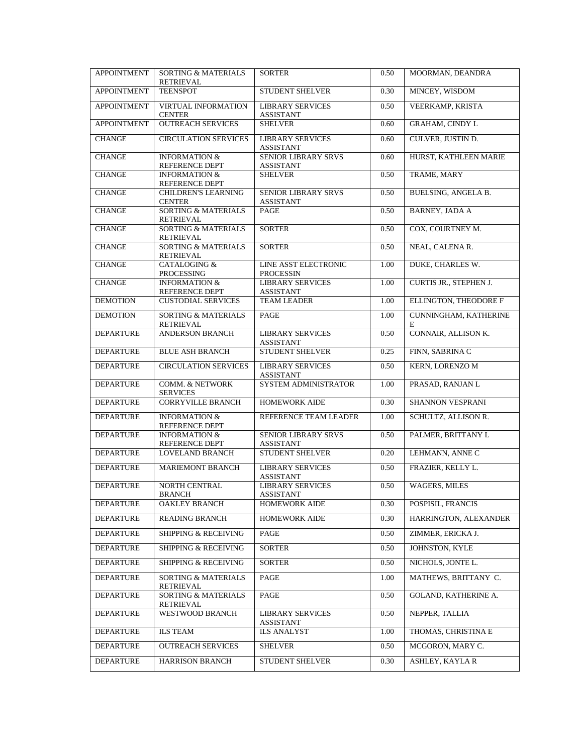| APPOINTMENT | SORTING & MATERIALS RETRIEVAL | SORTER | 0.50 | MOORMAN, DEANDRA |
|---|---|---|---|---|
| APPOINTMENT | TEENSPOT | STUDENT SHELVER | 0.30 | MINCEY, WISDOM |
| APPOINTMENT | VIRTUAL INFORMATION CENTER | LIBRARY SERVICES ASSISTANT | 0.50 | VEERKAMP, KRISTA |
| APPOINTMENT | OUTREACH SERVICES | SHELVER | 0.60 | GRAHAM, CINDY L |
| CHANGE | CIRCULATION SERVICES | LIBRARY SERVICES ASSISTANT | 0.60 | CULVER, JUSTIN D. |
| CHANGE | INFORMATION & REFERENCE DEPT | SENIOR LIBRARY SRVS ASSISTANT | 0.60 | HURST, KATHLEEN MARIE |
| CHANGE | INFORMATION & REFERENCE DEPT | SHELVER | 0.50 | TRAME, MARY |
| CHANGE | CHILDREN'S LEARNING CENTER | SENIOR LIBRARY SRVS ASSISTANT | 0.50 | BUELSING, ANGELA B. |
| CHANGE | SORTING & MATERIALS RETRIEVAL | PAGE | 0.50 | BARNEY, JADA A |
| CHANGE | SORTING & MATERIALS RETRIEVAL | SORTER | 0.50 | COX, COURTNEY M. |
| CHANGE | SORTING & MATERIALS RETRIEVAL | SORTER | 0.50 | NEAL, CALENA R. |
| CHANGE | CATALOGING & PROCESSING | LINE ASST ELECTRONIC PROCESSIN | 1.00 | DUKE, CHARLES W. |
| CHANGE | INFORMATION & REFERENCE DEPT | LIBRARY SERVICES ASSISTANT | 1.00 | CURTIS JR., STEPHEN J. |
| DEMOTION | CUSTODIAL SERVICES | TEAM LEADER | 1.00 | ELLINGTON, THEODORE F |
| DEMOTION | SORTING & MATERIALS RETRIEVAL | PAGE | 1.00 | CUNNINGHAM, KATHERINE E |
| DEPARTURE | ANDERSON BRANCH | LIBRARY SERVICES ASSISTANT | 0.50 | CONNAIR, ALLISON K. |
| DEPARTURE | BLUE ASH BRANCH | STUDENT SHELVER | 0.25 | FINN, SABRINA C |
| DEPARTURE | CIRCULATION SERVICES | LIBRARY SERVICES ASSISTANT | 0.50 | KERN, LORENZO M |
| DEPARTURE | COMM. & NETWORK SERVICES | SYSTEM ADMINISTRATOR | 1.00 | PRASAD, RANJAN L |
| DEPARTURE | CORRYVILLE BRANCH | HOMEWORK AIDE | 0.30 | SHANNON VESPRANI |
| DEPARTURE | INFORMATION & REFERENCE DEPT | REFERENCE TEAM LEADER | 1.00 | SCHULTZ, ALLISON R. |
| DEPARTURE | INFORMATION & REFERENCE DEPT | SENIOR LIBRARY SRVS ASSISTANT | 0.50 | PALMER, BRITTANY L |
| DEPARTURE | LOVELAND BRANCH | STUDENT SHELVER | 0.20 | LEHMANN, ANNE C |
| DEPARTURE | MARIEMONT BRANCH | LIBRARY SERVICES ASSISTANT | 0.50 | FRAZIER, KELLY L. |
| DEPARTURE | NORTH CENTRAL BRANCH | LIBRARY SERVICES ASSISTANT | 0.50 | WAGERS, MILES |
| DEPARTURE | OAKLEY BRANCH | HOMEWORK AIDE | 0.30 | POSPISIL, FRANCIS |
| DEPARTURE | READING BRANCH | HOMEWORK AIDE | 0.30 | HARRINGTON, ALEXANDER |
| DEPARTURE | SHIPPING & RECEIVING | PAGE | 0.50 | ZIMMER, ERICKA J. |
| DEPARTURE | SHIPPING & RECEIVING | SORTER | 0.50 | JOHNSTON, KYLE |
| DEPARTURE | SHIPPING & RECEIVING | SORTER | 0.50 | NICHOLS, JONTE L. |
| DEPARTURE | SORTING & MATERIALS RETRIEVAL | PAGE | 1.00 | MATHEWS, BRITTANY C. |
| DEPARTURE | SORTING & MATERIALS RETRIEVAL | PAGE | 0.50 | GOLAND, KATHERINE A. |
| DEPARTURE | WESTWOOD BRANCH | LIBRARY SERVICES ASSISTANT | 0.50 | NEPPER, TALLIA |
| DEPARTURE | ILS TEAM | ILS ANALYST | 1.00 | THOMAS, CHRISTINA E |
| DEPARTURE | OUTREACH SERVICES | SHELVER | 0.50 | MCGORON, MARY C. |
| DEPARTURE | HARRISON BRANCH | STUDENT SHELVER | 0.30 | ASHLEY, KAYLA R |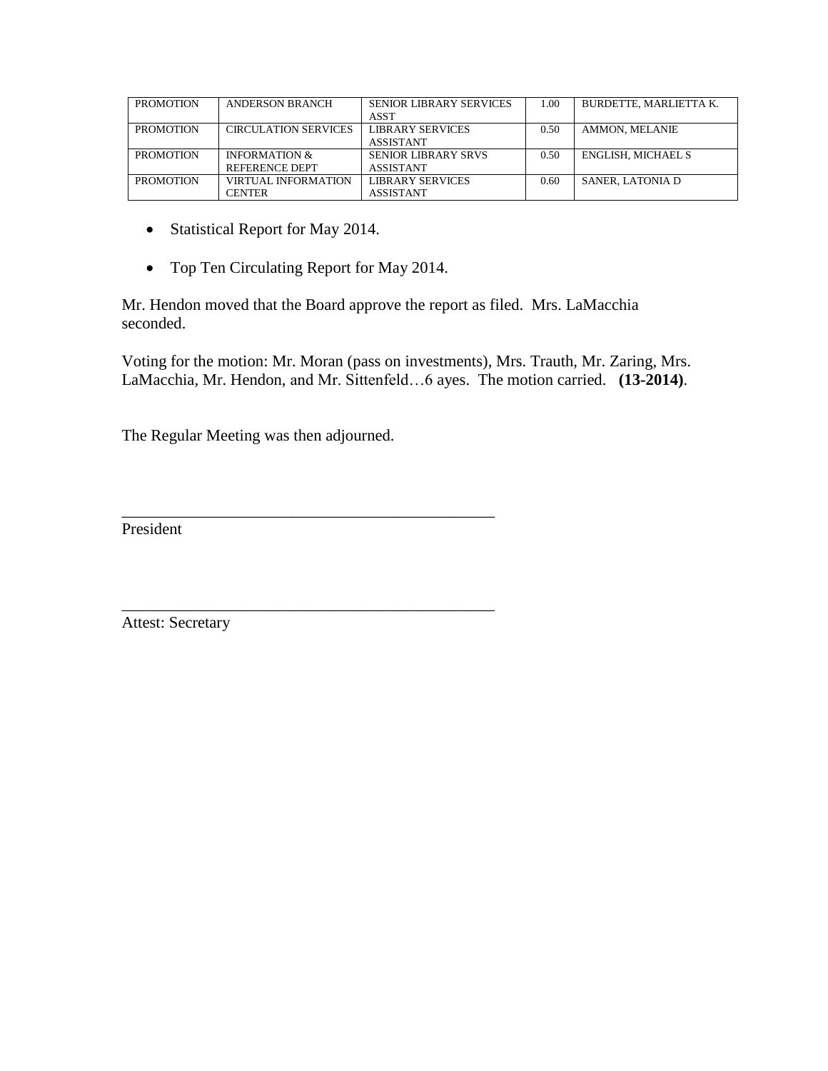| | | | | |
|---|---|---|---|---|
| PROMOTION | ANDERSON BRANCH | SENIOR LIBRARY SERVICES ASST | 1.00 | BURDETTE, MARLIETTA K. |
| PROMOTION | CIRCULATION SERVICES | LIBRARY SERVICES ASSISTANT | 0.50 | AMMON, MELANIE |
| PROMOTION | INFORMATION & REFERENCE DEPT | SENIOR LIBRARY SRVS ASSISTANT | 0.50 | ENGLISH, MICHAEL S |
| PROMOTION | VIRTUAL INFORMATION CENTER | LIBRARY SERVICES ASSISTANT | 0.60 | SANER, LATONIA D |

- Statistical Report for May 2014.
- Top Ten Circulating Report for May 2014.

Mr. Hendon moved that the Board approve the report as filed. Mrs. LaMacchia seconded.

Voting for the motion: Mr. Moran (pass on investments), Mrs. Trauth, Mr. Zaring, Mrs. LaMacchia, Mr. Hendon, and Mr. Sittenfeld…6 ayes. The motion carried. **(13-2014)**.

The Regular Meeting was then adjourned.

_______________________________________________
President

_______________________________________________
Attest: Secretary